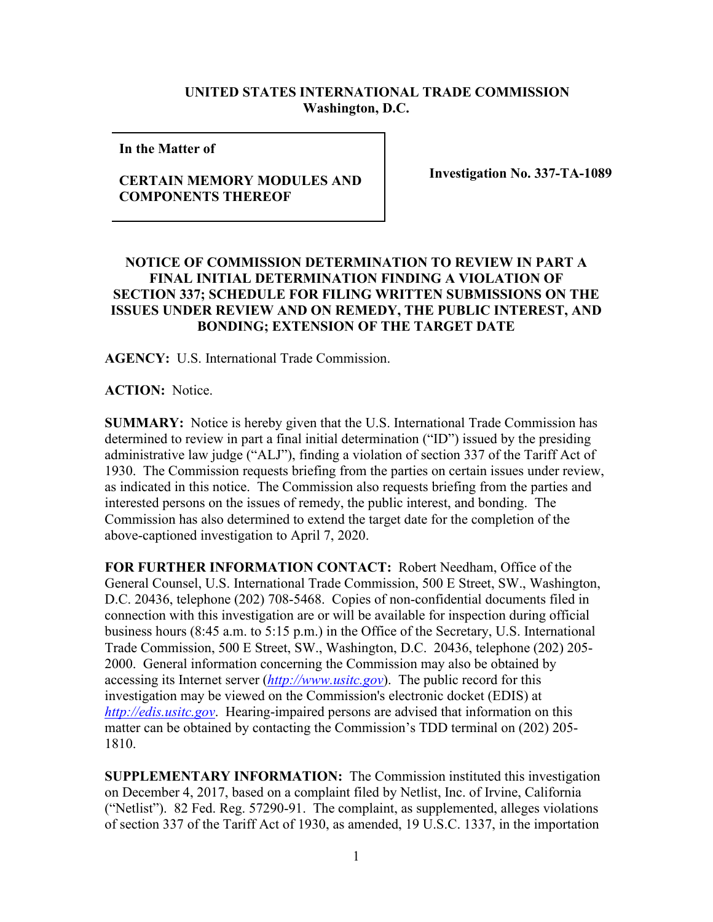**UNITED STATES INTERNATIONAL TRADE COMMISSION**
**Washington, D.C.**

| | |
|---|---|
| **In the Matter of** **CERTAIN MEMORY MODULES AND COMPONENTS THEREOF** | **Investigation No. 337-TA-1089** |

**NOTICE OF COMMISSION DETERMINATION TO REVIEW IN PART A FINAL INITIAL DETERMINATION FINDING A VIOLATION OF SECTION 337; SCHEDULE FOR FILING WRITTEN SUBMISSIONS ON THE ISSUES UNDER REVIEW AND ON REMEDY, THE PUBLIC INTEREST, AND BONDING; EXTENSION OF THE TARGET DATE**

**AGENCY:** U.S. International Trade Commission.

**ACTION:** Notice.

**SUMMARY:** Notice is hereby given that the U.S. International Trade Commission has determined to review in part a final initial determination ("ID") issued by the presiding administrative law judge ("ALJ"), finding a violation of section 337 of the Tariff Act of 1930. The Commission requests briefing from the parties on certain issues under review, as indicated in this notice. The Commission also requests briefing from the parties and interested persons on the issues of remedy, the public interest, and bonding. The Commission has also determined to extend the target date for the completion of the above-captioned investigation to April 7, 2020.

**FOR FURTHER INFORMATION CONTACT:** Robert Needham, Office of the General Counsel, U.S. International Trade Commission, 500 E Street, SW., Washington, D.C. 20436, telephone (202) 708-5468. Copies of non-confidential documents filed in connection with this investigation are or will be available for inspection during official business hours (8:45 a.m. to 5:15 p.m.) in the Office of the Secretary, U.S. International Trade Commission, 500 E Street, SW., Washington, D.C. 20436, telephone (202) 205-2000. General information concerning the Commission may also be obtained by accessing its Internet server (*http://www.usitc.gov*). The public record for this investigation may be viewed on the Commission's electronic docket (EDIS) at *http://edis.usitc.gov*. Hearing-impaired persons are advised that information on this matter can be obtained by contacting the Commission's TDD terminal on (202) 205-1810.

**SUPPLEMENTARY INFORMATION:** The Commission instituted this investigation on December 4, 2017, based on a complaint filed by Netlist, Inc. of Irvine, California ("Netlist"). 82 Fed. Reg. 57290-91. The complaint, as supplemented, alleges violations of section 337 of the Tariff Act of 1930, as amended, 19 U.S.C. 1337, in the importation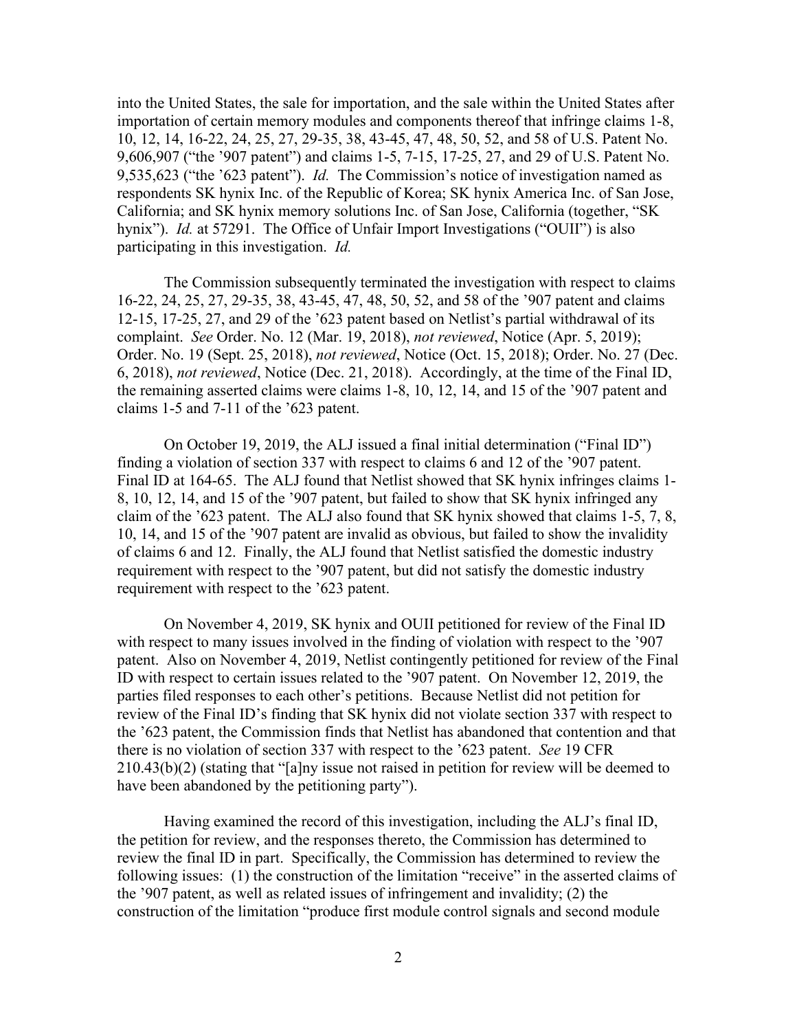into the United States, the sale for importation, and the sale within the United States after importation of certain memory modules and components thereof that infringe claims 1-8, 10, 12, 14, 16-22, 24, 25, 27, 29-35, 38, 43-45, 47, 48, 50, 52, and 58 of U.S. Patent No. 9,606,907 ("the '907 patent") and claims 1-5, 7-15, 17-25, 27, and 29 of U.S. Patent No. 9,535,623 ("the '623 patent"). *Id.* The Commission's notice of investigation named as respondents SK hynix Inc. of the Republic of Korea; SK hynix America Inc. of San Jose, California; and SK hynix memory solutions Inc. of San Jose, California (together, "SK hynix"). *Id.* at 57291. The Office of Unfair Import Investigations ("OUII") is also participating in this investigation. *Id.*

The Commission subsequently terminated the investigation with respect to claims 16-22, 24, 25, 27, 29-35, 38, 43-45, 47, 48, 50, 52, and 58 of the '907 patent and claims 12-15, 17-25, 27, and 29 of the '623 patent based on Netlist's partial withdrawal of its complaint. *See* Order. No. 12 (Mar. 19, 2018), *not reviewed*, Notice (Apr. 5, 2019); Order. No. 19 (Sept. 25, 2018), *not reviewed*, Notice (Oct. 15, 2018); Order. No. 27 (Dec. 6, 2018), *not reviewed*, Notice (Dec. 21, 2018). Accordingly, at the time of the Final ID, the remaining asserted claims were claims 1-8, 10, 12, 14, and 15 of the '907 patent and claims 1-5 and 7-11 of the '623 patent.

On October 19, 2019, the ALJ issued a final initial determination ("Final ID") finding a violation of section 337 with respect to claims 6 and 12 of the '907 patent. Final ID at 164-65. The ALJ found that Netlist showed that SK hynix infringes claims 1-8, 10, 12, 14, and 15 of the '907 patent, but failed to show that SK hynix infringed any claim of the '623 patent. The ALJ also found that SK hynix showed that claims 1-5, 7, 8, 10, 14, and 15 of the '907 patent are invalid as obvious, but failed to show the invalidity of claims 6 and 12. Finally, the ALJ found that Netlist satisfied the domestic industry requirement with respect to the '907 patent, but did not satisfy the domestic industry requirement with respect to the '623 patent.

On November 4, 2019, SK hynix and OUII petitioned for review of the Final ID with respect to many issues involved in the finding of violation with respect to the '907 patent. Also on November 4, 2019, Netlist contingently petitioned for review of the Final ID with respect to certain issues related to the '907 patent. On November 12, 2019, the parties filed responses to each other's petitions. Because Netlist did not petition for review of the Final ID's finding that SK hynix did not violate section 337 with respect to the '623 patent, the Commission finds that Netlist has abandoned that contention and that there is no violation of section 337 with respect to the '623 patent. *See* 19 CFR 210.43(b)(2) (stating that "[a]ny issue not raised in petition for review will be deemed to have been abandoned by the petitioning party").

Having examined the record of this investigation, including the ALJ's final ID, the petition for review, and the responses thereto, the Commission has determined to review the final ID in part. Specifically, the Commission has determined to review the following issues: (1) the construction of the limitation "receive" in the asserted claims of the '907 patent, as well as related issues of infringement and invalidity; (2) the construction of the limitation "produce first module control signals and second module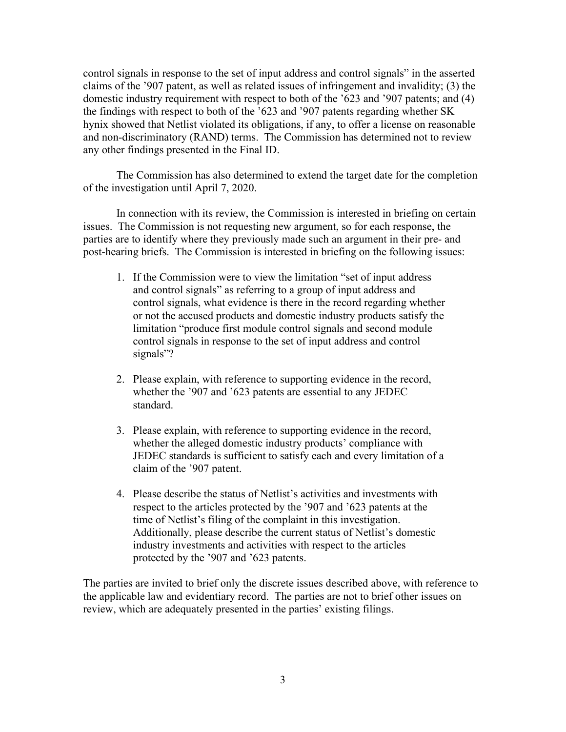control signals in response to the set of input address and control signals" in the asserted claims of the '907 patent, as well as related issues of infringement and invalidity; (3) the domestic industry requirement with respect to both of the '623 and '907 patents; and (4) the findings with respect to both of the '623 and '907 patents regarding whether SK hynix showed that Netlist violated its obligations, if any, to offer a license on reasonable and non-discriminatory (RAND) terms. The Commission has determined not to review any other findings presented in the Final ID.

The Commission has also determined to extend the target date for the completion of the investigation until April 7, 2020.

In connection with its review, the Commission is interested in briefing on certain issues. The Commission is not requesting new argument, so for each response, the parties are to identify where they previously made such an argument in their pre- and post-hearing briefs. The Commission is interested in briefing on the following issues:

1. If the Commission were to view the limitation "set of input address and control signals" as referring to a group of input address and control signals, what evidence is there in the record regarding whether or not the accused products and domestic industry products satisfy the limitation "produce first module control signals and second module control signals in response to the set of input address and control signals"?

2. Please explain, with reference to supporting evidence in the record, whether the '907 and '623 patents are essential to any JEDEC standard.

3. Please explain, with reference to supporting evidence in the record, whether the alleged domestic industry products' compliance with JEDEC standards is sufficient to satisfy each and every limitation of a claim of the '907 patent.

4. Please describe the status of Netlist's activities and investments with respect to the articles protected by the '907 and '623 patents at the time of Netlist's filing of the complaint in this investigation. Additionally, please describe the current status of Netlist's domestic industry investments and activities with respect to the articles protected by the '907 and '623 patents.

The parties are invited to brief only the discrete issues described above, with reference to the applicable law and evidentiary record. The parties are not to brief other issues on review, which are adequately presented in the parties' existing filings.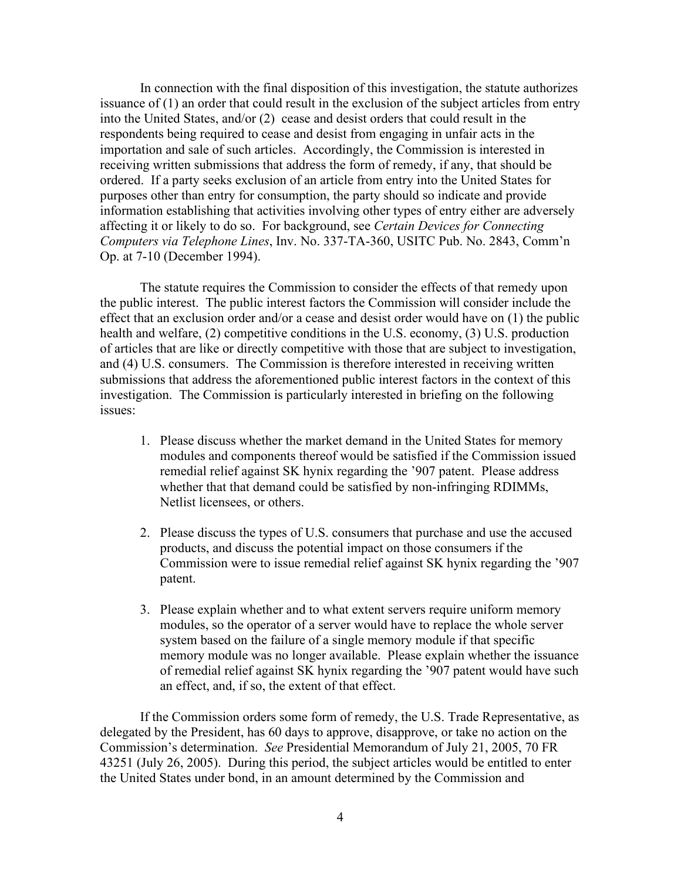In connection with the final disposition of this investigation, the statute authorizes issuance of (1) an order that could result in the exclusion of the subject articles from entry into the United States, and/or (2) cease and desist orders that could result in the respondents being required to cease and desist from engaging in unfair acts in the importation and sale of such articles. Accordingly, the Commission is interested in receiving written submissions that address the form of remedy, if any, that should be ordered. If a party seeks exclusion of an article from entry into the United States for purposes other than entry for consumption, the party should so indicate and provide information establishing that activities involving other types of entry either are adversely affecting it or likely to do so. For background, see *Certain Devices for Connecting Computers via Telephone Lines*, Inv. No. 337-TA-360, USITC Pub. No. 2843, Comm'n Op. at 7-10 (December 1994).

The statute requires the Commission to consider the effects of that remedy upon the public interest. The public interest factors the Commission will consider include the effect that an exclusion order and/or a cease and desist order would have on (1) the public health and welfare, (2) competitive conditions in the U.S. economy, (3) U.S. production of articles that are like or directly competitive with those that are subject to investigation, and (4) U.S. consumers. The Commission is therefore interested in receiving written submissions that address the aforementioned public interest factors in the context of this investigation. The Commission is particularly interested in briefing on the following issues:

1. Please discuss whether the market demand in the United States for memory modules and components thereof would be satisfied if the Commission issued remedial relief against SK hynix regarding the '907 patent. Please address whether that that demand could be satisfied by non-infringing RDIMMs, Netlist licensees, or others.

2. Please discuss the types of U.S. consumers that purchase and use the accused products, and discuss the potential impact on those consumers if the Commission were to issue remedial relief against SK hynix regarding the '907 patent.

3. Please explain whether and to what extent servers require uniform memory modules, so the operator of a server would have to replace the whole server system based on the failure of a single memory module if that specific memory module was no longer available. Please explain whether the issuance of remedial relief against SK hynix regarding the '907 patent would have such an effect, and, if so, the extent of that effect.

If the Commission orders some form of remedy, the U.S. Trade Representative, as delegated by the President, has 60 days to approve, disapprove, or take no action on the Commission's determination. *See* Presidential Memorandum of July 21, 2005, 70 FR 43251 (July 26, 2005). During this period, the subject articles would be entitled to enter the United States under bond, in an amount determined by the Commission and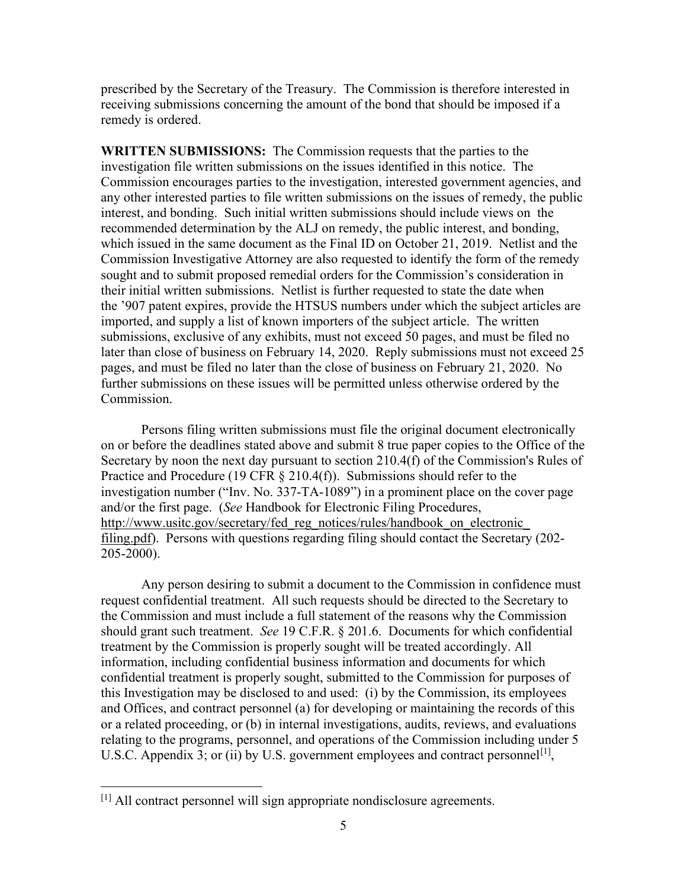prescribed by the Secretary of the Treasury. The Commission is therefore interested in receiving submissions concerning the amount of the bond that should be imposed if a remedy is ordered.

**WRITTEN SUBMISSIONS:** The Commission requests that the parties to the investigation file written submissions on the issues identified in this notice. The Commission encourages parties to the investigation, interested government agencies, and any other interested parties to file written submissions on the issues of remedy, the public interest, and bonding. Such initial written submissions should include views on the recommended determination by the ALJ on remedy, the public interest, and bonding, which issued in the same document as the Final ID on October 21, 2019. Netlist and the Commission Investigative Attorney are also requested to identify the form of the remedy sought and to submit proposed remedial orders for the Commission's consideration in their initial written submissions. Netlist is further requested to state the date when the '907 patent expires, provide the HTSUS numbers under which the subject articles are imported, and supply a list of known importers of the subject article. The written submissions, exclusive of any exhibits, must not exceed 50 pages, and must be filed no later than close of business on February 14, 2020. Reply submissions must not exceed 25 pages, and must be filed no later than the close of business on February 21, 2020. No further submissions on these issues will be permitted unless otherwise ordered by the Commission.

Persons filing written submissions must file the original document electronically on or before the deadlines stated above and submit 8 true paper copies to the Office of the Secretary by noon the next day pursuant to section 210.4(f) of the Commission's Rules of Practice and Procedure (19 CFR § 210.4(f)). Submissions should refer to the investigation number ("Inv. No. 337-TA-1089") in a prominent place on the cover page and/or the first page. (*See* Handbook for Electronic Filing Procedures, http://www.usitc.gov/secretary/fed_reg_notices/rules/handbook_on_electronic_filing.pdf). Persons with questions regarding filing should contact the Secretary (202-205-2000).

Any person desiring to submit a document to the Commission in confidence must request confidential treatment. All such requests should be directed to the Secretary to the Commission and must include a full statement of the reasons why the Commission should grant such treatment. *See* 19 C.F.R. § 201.6. Documents for which confidential treatment by the Commission is properly sought will be treated accordingly. All information, including confidential business information and documents for which confidential treatment is properly sought, submitted to the Commission for purposes of this Investigation may be disclosed to and used: (i) by the Commission, its employees and Offices, and contract personnel (a) for developing or maintaining the records of this or a related proceeding, or (b) in internal investigations, audits, reviews, and evaluations relating to the programs, personnel, and operations of the Commission including under 5 U.S.C. Appendix 3; or (ii) by U.S. government employees and contract personnel[1],

[1] All contract personnel will sign appropriate nondisclosure agreements.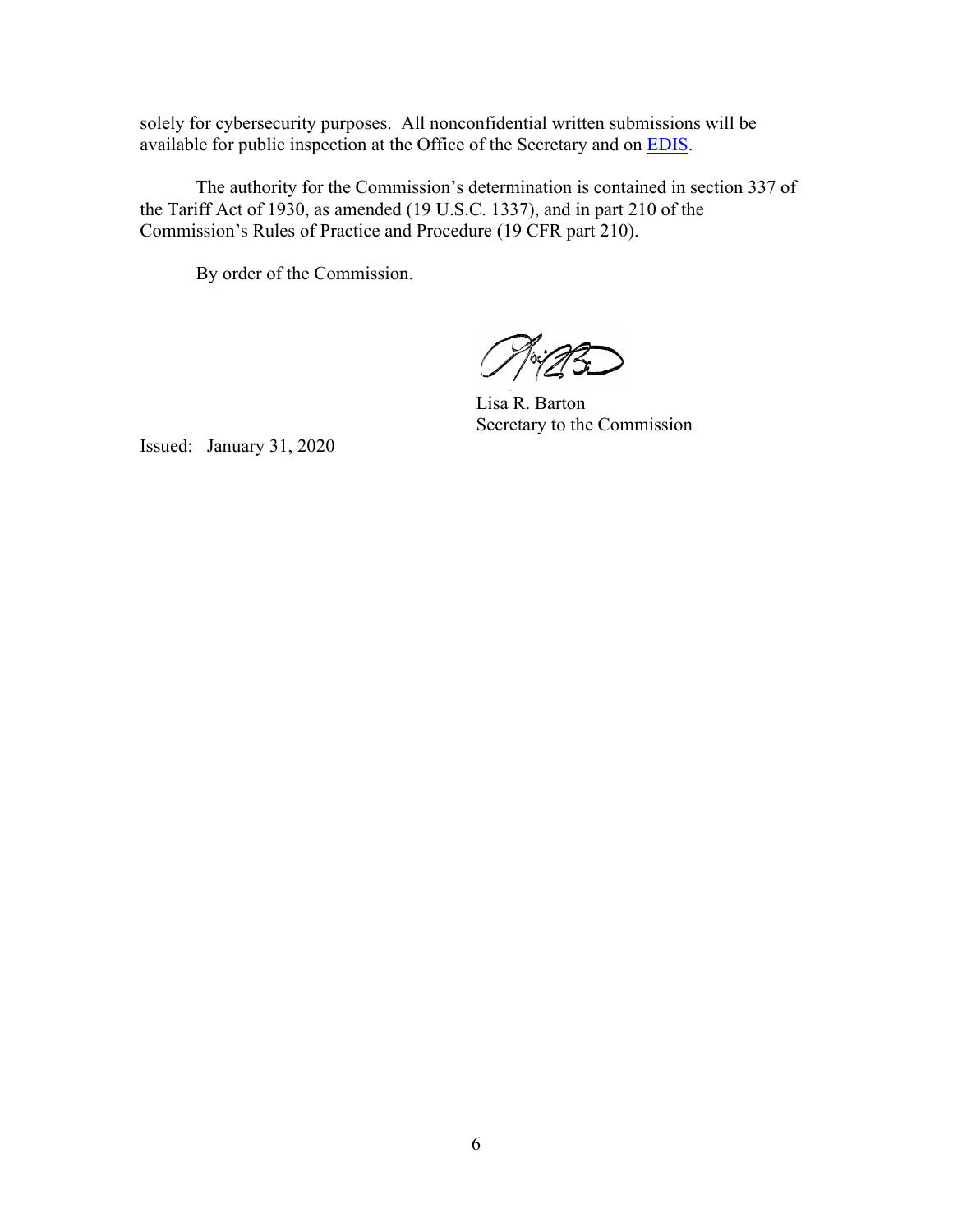solely for cybersecurity purposes. All nonconfidential written submissions will be available for public inspection at the Office of the Secretary and on EDIS.

The authority for the Commission's determination is contained in section 337 of the Tariff Act of 1930, as amended (19 U.S.C. 1337), and in part 210 of the Commission's Rules of Practice and Procedure (19 CFR part 210).

By order of the Commission.

Lisa R. Barton
Secretary to the Commission

Issued: January 31, 2020